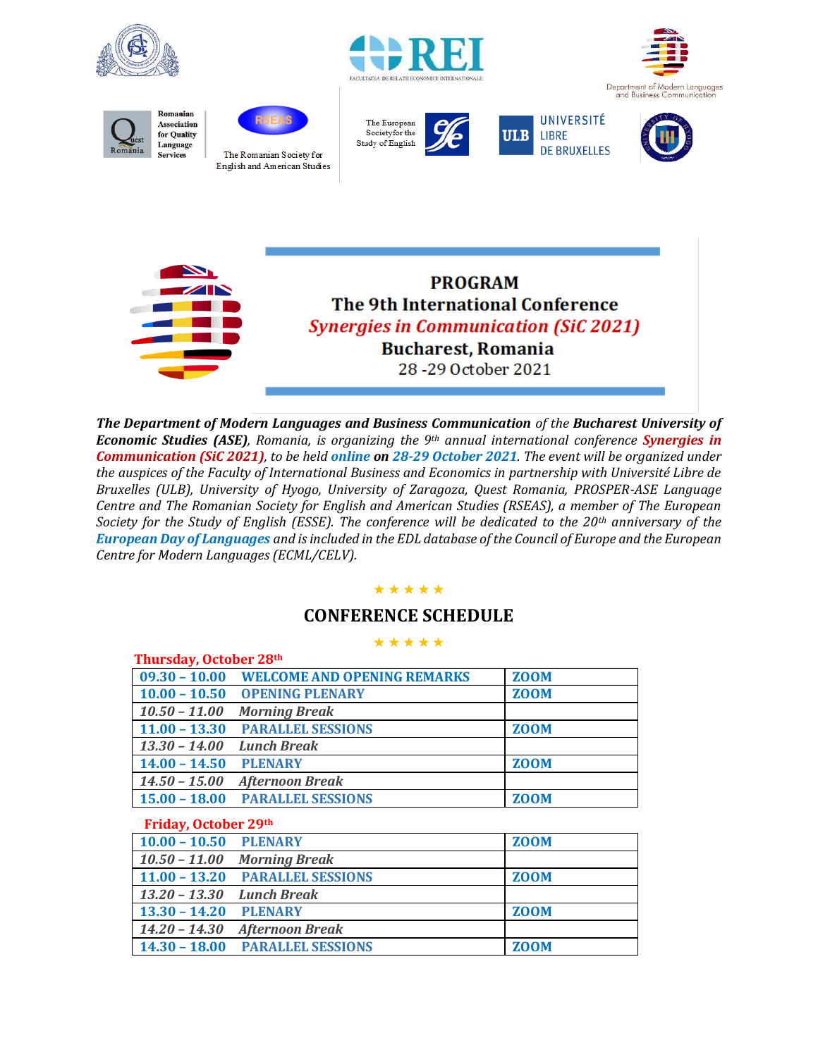Romanian Association for Quality Language Services

The Romanian Society for English and American Studies

The European Society for the Study of English

UNIVERSITÉ LIBRE DE BRUXELLES

FACULTATEA DE RELAȚII ECONOMICE INTERNAȚIONALE

Department of Modern Languages and Business Communication

# PROGRAM
## The 9th International Conference
## *Synergies in Communication (SiC 2021)*
## Bucharest, Romania
28 -29 October 2021

***The Department of Modern Languages and Business Communication** of the **Bucharest University of Economic Studies (ASE)**, Romania, is organizing the 9th annual international conference **Synergies in Communication (SiC 2021)**, to be held **online on 28-29 October 2021**. The event will be organized under the auspices of the Faculty of International Business and Economics in partnership with Université Libre de Bruxelles (ULB), University of Hyogo, University of Zaragoza, Quest Romania, PROSPER-ASE Language Centre and The Romanian Society for English and American Studies (RSEAS), a member of The European Society for the Study of English (ESSE). The conference will be dedicated to the 20th anniversary of the **European Day of Languages** and is included in the EDL database of the Council of Europe and the European Centre for Modern Languages (ECML/CELV).*

★ ★ ★ ★ ★

## CONFERENCE SCHEDULE

★ ★ ★ ★ ★

**Thursday, October 28th**

| Time | Session | Platform |
|---|---|---|
| **09.30 – 10.00** | **WELCOME AND OPENING REMARKS** | **ZOOM** |
| **10.00 – 10.50** | **OPENING PLENARY** | **ZOOM** |
| *10.50 – 11.00* | *Morning Break* | |
| **11.00 – 13.30** | **PARALLEL SESSIONS** | **ZOOM** |
| *13.30 – 14.00* | *Lunch Break* | |
| **14.00 – 14.50** | **PLENARY** | **ZOOM** |
| *14.50 – 15.00* | *Afternoon Break* | |
| **15.00 – 18.00** | **PARALLEL SESSIONS** | **ZOOM** |

**Friday, October 29th**

| Time | Session | Platform |
|---|---|---|
| **10.00 – 10.50** | **PLENARY** | **ZOOM** |
| *10.50 – 11.00* | *Morning Break* | |
| **11.00 – 13.20** | **PARALLEL SESSIONS** | **ZOOM** |
| *13.20 – 13.30* | *Lunch Break* | |
| **13.30 – 14.20** | **PLENARY** | **ZOOM** |
| *14.20 – 14.30* | *Afternoon Break* | |
| **14.30 – 18.00** | **PARALLEL SESSIONS** | **ZOOM** |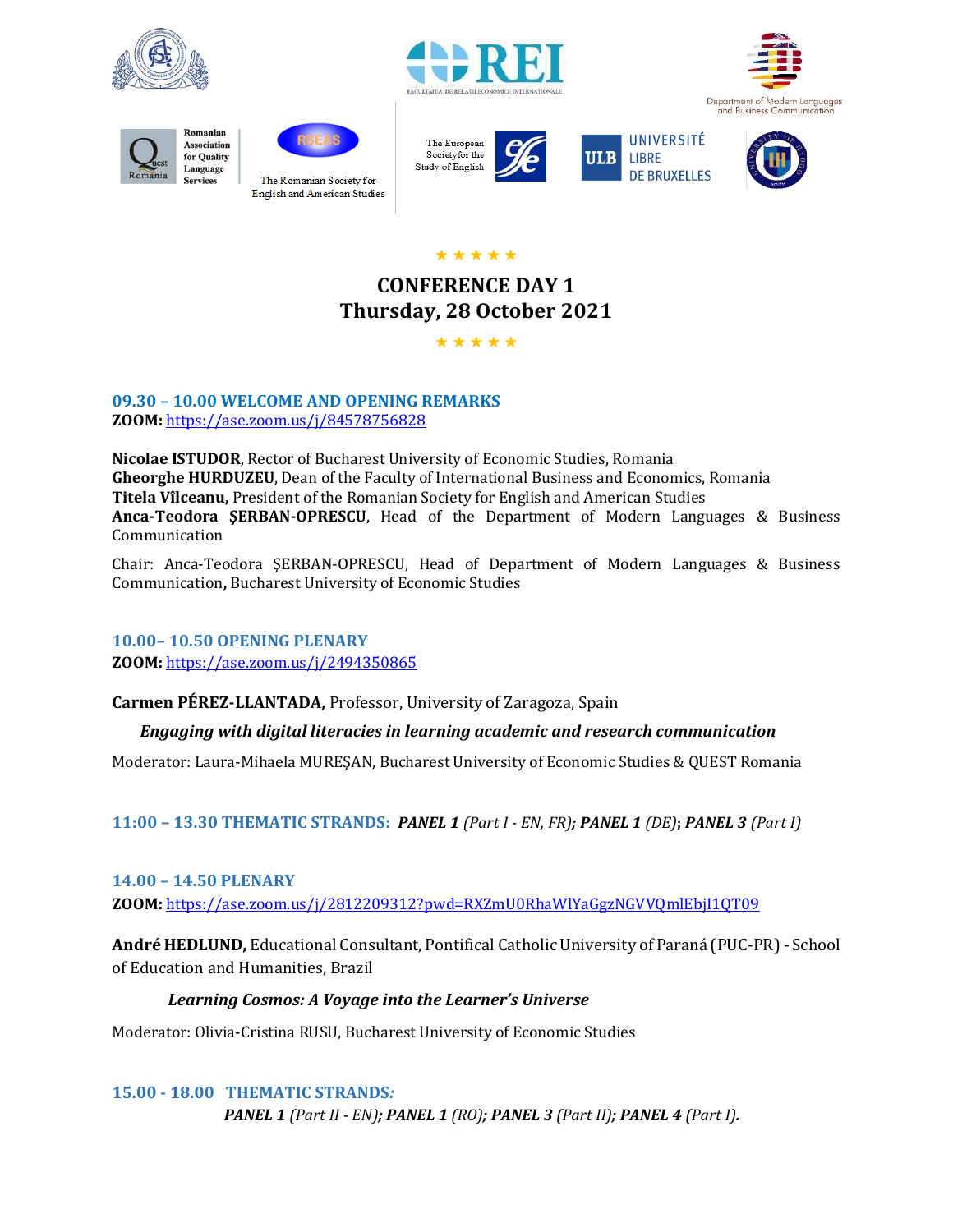★ ★ ★ ★ ★

# CONFERENCE DAY 1
# Thursday, 28 October 2021

★ ★ ★ ★ ★

### 09.30 – 10.00 WELCOME AND OPENING REMARKS

**ZOOM:** https://ase.zoom.us/j/84578756828

**Nicolae ISTUDOR**, Rector of Bucharest University of Economic Studies, Romania
**Gheorghe HURDUZEU**, Dean of the Faculty of International Business and Economics, Romania
**Titela Vîlceanu,** President of the Romanian Society for English and American Studies
**Anca-Teodora ŞERBAN-OPRESCU**, Head of the Department of Modern Languages & Business Communication

Chair: Anca-Teodora ŞERBAN-OPRESCU, Head of Department of Modern Languages & Business Communication**,** Bucharest University of Economic Studies

### 10.00– 10.50 OPENING PLENARY

**ZOOM:** https://ase.zoom.us/j/2494350865

**Carmen PÉREZ-LLANTADA,** Professor, University of Zaragoza, Spain

***Engaging with digital literacies in learning academic and research communication***

Moderator: Laura-Mihaela MUREŞAN, Bucharest University of Economic Studies & QUEST Romania

### 11:00 – 13.30 THEMATIC STRANDS: ***PANEL 1*** *(Part I - EN, FR)****;*** ***PANEL 1*** *(DE)***;** ***PANEL 3*** *(Part I)*

### 14.00 – 14.50 PLENARY

**ZOOM:** https://ase.zoom.us/j/2812209312?pwd=RXZmU0RhaWlYaGgzNGVVQmlEbjI1QT09

**André HEDLUND,** Educational Consultant, Pontifical Catholic University of Paraná (PUC-PR) - School of Education and Humanities, Brazil

***Learning Cosmos: A Voyage into the Learner's Universe***

Moderator: Olivia-Cristina RUSU, Bucharest University of Economic Studies

### 15.00 - 18.00 THEMATIC STRANDS*:*

***PANEL 1*** *(Part II - EN)****;*** ***PANEL 1*** *(RO)****;*** ***PANEL 3*** *(Part II)****;*** ***PANEL 4*** *(Part I)****.***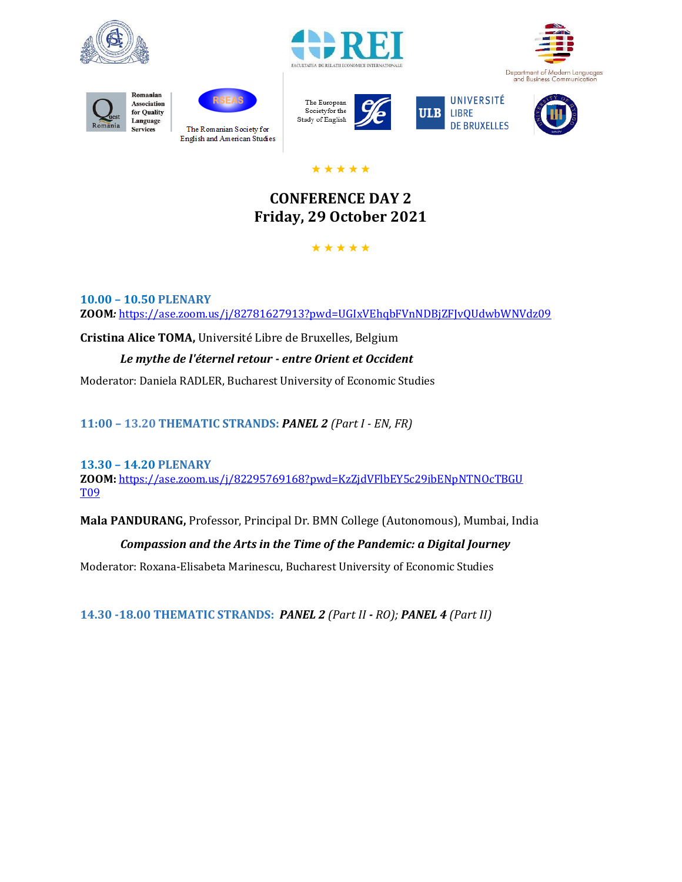★ ★ ★ ★ ★

# CONFERENCE DAY 2
## Friday, 29 October 2021

★ ★ ★ ★ ★

**10.00 – 10.50 PLENARY**
**ZOOM***:* https://ase.zoom.us/j/82781627913?pwd=UGIxVEhqbFVnNDBjZFJvQUdwbWNVdz09

**Cristina Alice TOMA,** Université Libre de Bruxelles, Belgium

*__Le mythe de l'éternel retour - entre Orient et Occident__*

Moderator: Daniela RADLER, Bucharest University of Economic Studies

**11:00 – 13.20 THEMATIC STRANDS:** ***PANEL 2*** *(Part I - EN, FR)*

**13.30 – 14.20 PLENARY**
**ZOOM:** https://ase.zoom.us/j/82295769168?pwd=KzZjdVFlbEY5c29ibENpNTNOcTBGUT09

**Mala PANDURANG,** Professor, Principal Dr. BMN College (Autonomous), Mumbai, India

*__Compassion and the Arts in the Time of the Pandemic: a Digital Journey__*

Moderator: Roxana-Elisabeta Marinescu, Bucharest University of Economic Studies

**14.30 -18.00 THEMATIC STRANDS:** ***PANEL 2*** *(Part II* ***-*** *RO);* ***PANEL 4*** *(Part II)*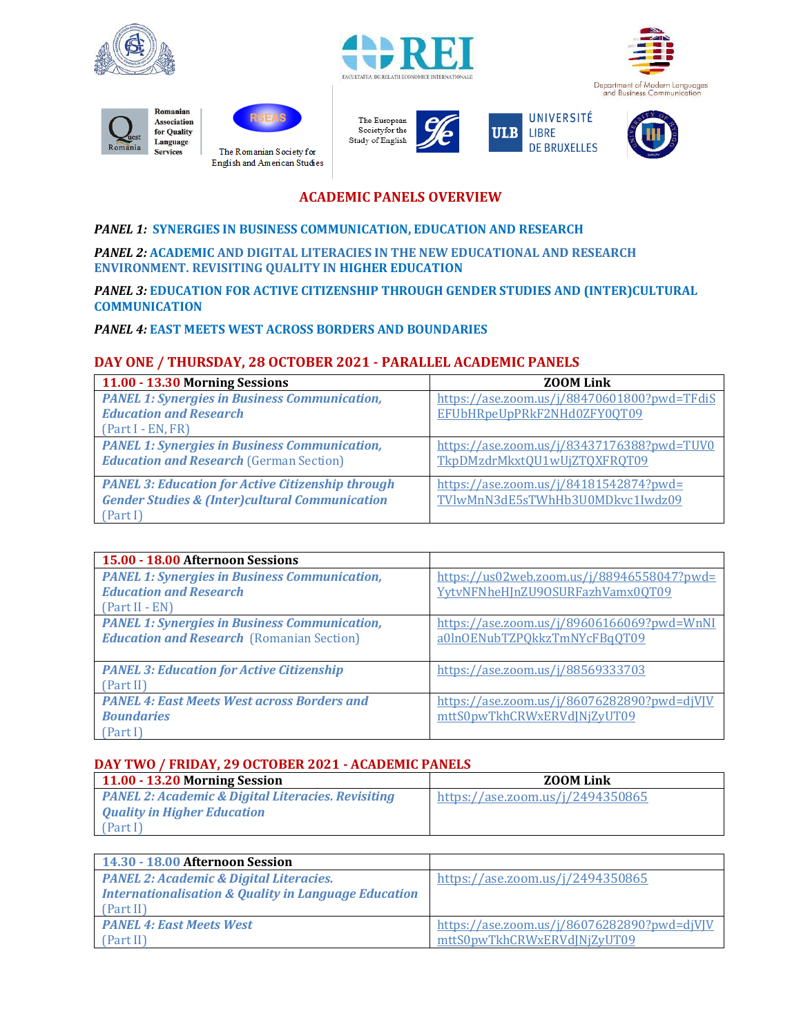Romanian Association for Quality Language Services

The Romanian Society for English and American Studies

The European Society for the Study of English

FACULTATEA DE RELAȚII ECONOMICE INTERNAȚIONALE

Department of Modern Languages and Business Communication

UNIVERSITÉ LIBRE DE BRUXELLES

## ACADEMIC PANELS OVERVIEW

***PANEL 1:*** **SYNERGIES IN BUSINESS COMMUNICATION, EDUCATION AND RESEARCH**

***PANEL 2:*** **ACADEMIC AND DIGITAL LITERACIES IN THE NEW EDUCATIONAL AND RESEARCH ENVIRONMENT. REVISITING QUALITY IN HIGHER EDUCATION**

***PANEL 3:*** **EDUCATION FOR ACTIVE CITIZENSHIP THROUGH GENDER STUDIES AND (INTER)CULTURAL COMMUNICATION**

***PANEL 4:*** **EAST MEETS WEST ACROSS BORDERS AND BOUNDARIES**

## DAY ONE / THURSDAY, 28 OCTOBER 2021 - PARALLEL ACADEMIC PANELS

| **11.00 - 13.30 Morning Sessions** | **ZOOM Link** |
|---|---|
| ***PANEL 1: Synergies in Business Communication, Education and Research*** (Part I - EN, FR) | https://ase.zoom.us/j/88470601800?pwd=TFdiSEFUbHRpeUpPRkF2NHd0ZFY0QT09 |
| ***PANEL 1: Synergies in Business Communication, Education and Research*** (German Section) | https://ase.zoom.us/j/83437176388?pwd=TUV0TkpDMzdrMkxtQU1wUjZTQXFRQT09 |
| ***PANEL 3: Education for Active Citizenship through Gender Studies & (Inter)cultural Communication*** (Part I) | https://ase.zoom.us/j/84181542874?pwd=TVlwMnN3dE5sTWhHb3U0MDkvc1Iwdz09 |

| **15.00 - 18.00 Afternoon Sessions** | |
|---|---|
| ***PANEL 1: Synergies in Business Communication, Education and Research*** (Part II - EN) | https://us02web.zoom.us/j/88946558047?pwd=YytvNFNheHJnZU9OSURFazhVamx0QT09 |
| ***PANEL 1: Synergies in Business Communication, Education and Research*** (Romanian Section) | https://ase.zoom.us/j/89606166069?pwd=WnNIa0lnOENubTZPQkkzTmNYcFBqQT09 |
| ***PANEL 3: Education for Active Citizenship*** (Part II) | https://ase.zoom.us/j/88569333703 |
| ***PANEL 4: East Meets West across Borders and Boundaries*** (Part I) | https://ase.zoom.us/j/86076282890?pwd=djVJVmttS0pwTkhCRWxERVdJNjZyUT09 |

## DAY TWO / FRIDAY, 29 OCTOBER 2021 - ACADEMIC PANELS

| **11.00 - 13.20 Morning Session** | **ZOOM Link** |
|---|---|
| ***PANEL 2: Academic & Digital Literacies. Revisiting Quality in Higher Education*** (Part I) | https://ase.zoom.us/j/2494350865 |

| **14.30 - 18.00 Afternoon Session** | |
|---|---|
| ***PANEL 2: Academic & Digital Literacies. Internationalisation & Quality in Language Education*** (Part II) | https://ase.zoom.us/j/2494350865 |
| ***PANEL 4: East Meets West*** (Part II) | https://ase.zoom.us/j/86076282890?pwd=djVJVmttS0pwTkhCRWxERVdJNjZyUT09 |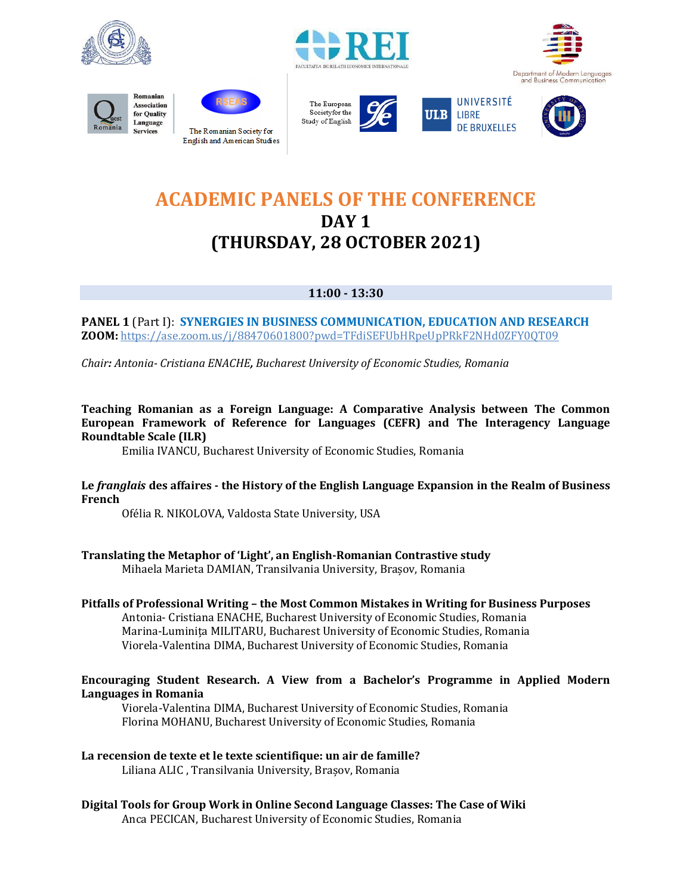# ACADEMIC PANELS OF THE CONFERENCE
## DAY 1
## (THURSDAY, 28 OCTOBER 2021)

**11:00 - 13:30**

**PANEL 1** (Part I): **SYNERGIES IN BUSINESS COMMUNICATION, EDUCATION AND RESEARCH**
**ZOOM:** https://ase.zoom.us/j/88470601800?pwd=TFdiSEFUbHRpeUpPRkF2NHd0ZFY0QT09

*Chair: Antonia- Cristiana ENACHE, Bucharest University of Economic Studies, Romania*

**Teaching Romanian as a Foreign Language: A Comparative Analysis between The Common European Framework of Reference for Languages (CEFR) and The Interagency Language Roundtable Scale (ILR)**
Emilia IVANCU, Bucharest University of Economic Studies, Romania

**Le *franglais* des affaires - the History of the English Language Expansion in the Realm of Business French**
Ofélia R. NIKOLOVA, Valdosta State University, USA

**Translating the Metaphor of 'Light', an English-Romanian Contrastive study**
Mihaela Marieta DAMIAN, Transilvania University, Brașov, Romania

**Pitfalls of Professional Writing – the Most Common Mistakes in Writing for Business Purposes**
Antonia- Cristiana ENACHE, Bucharest University of Economic Studies, Romania
Marina-Luminița MILITARU, Bucharest University of Economic Studies, Romania
Viorela-Valentina DIMA, Bucharest University of Economic Studies, Romania

**Encouraging Student Research. A View from a Bachelor's Programme in Applied Modern Languages in Romania**
Viorela-Valentina DIMA, Bucharest University of Economic Studies, Romania
Florina MOHANU, Bucharest University of Economic Studies, Romania

**La recension de texte et le texte scientifique: un air de famille?**
Liliana ALIC , Transilvania University, Brașov, Romania

**Digital Tools for Group Work in Online Second Language Classes: The Case of Wiki**
Anca PECICAN, Bucharest University of Economic Studies, Romania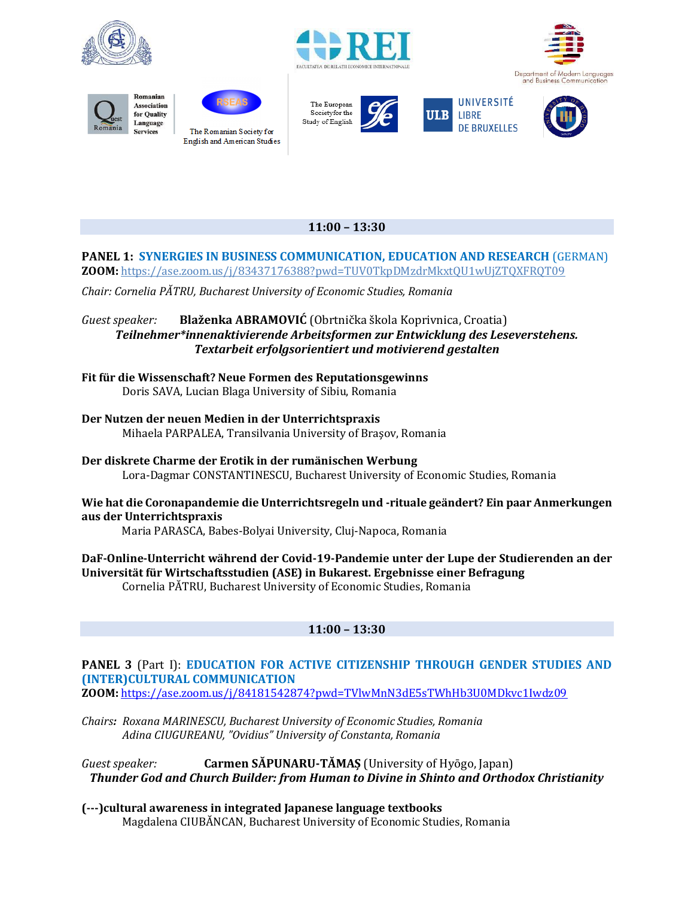**11:00 – 13:30**

**PANEL 1: SYNERGIES IN BUSINESS COMMUNICATION, EDUCATION AND RESEARCH** (GERMAN)
**ZOOM:** https://ase.zoom.us/j/83437176388?pwd=TUV0TkpDMzdrMkxtQU1wUjZTQXFRQT09

*Chair: Cornelia PĂTRU, Bucharest University of Economic Studies, Romania*

*Guest speaker:* **Blaženka ABRAMOVIĆ** (Obrtnička škola Koprivnica, Croatia)
***Teilnehmer*innenaktivierende Arbeitsformen zur Entwicklung des Leseverstehens. Textarbeit erfolgsorientiert und motivierend gestalten***

**Fit für die Wissenschaft? Neue Formen des Reputationsgewinns**
Doris SAVA, Lucian Blaga University of Sibiu, Romania

**Der Nutzen der neuen Medien in der Unterrichtspraxis**
Mihaela PARPALEA, Transilvania University of Braşov, Romania

**Der diskrete Charme der Erotik in der rumänischen Werbung**
Lora-Dagmar CONSTANTINESCU, Bucharest University of Economic Studies, Romania

**Wie hat die Coronapandemie die Unterrichtsregeln und -rituale geändert? Ein paar Anmerkungen aus der Unterrichtspraxis**
Maria PARASCA, Babes-Bolyai University, Cluj-Napoca, Romania

**DaF-Online-Unterricht während der Covid-19-Pandemie unter der Lupe der Studierenden an der Universität für Wirtschaftsstudien (ASE) in Bukarest. Ergebnisse einer Befragung**
Cornelia PĂTRU, Bucharest University of Economic Studies, Romania

**11:00 – 13:30**

**PANEL 3** (Part I): **EDUCATION FOR ACTIVE CITIZENSHIP THROUGH GENDER STUDIES AND (INTER)CULTURAL COMMUNICATION**
**ZOOM:** https://ase.zoom.us/j/84181542874?pwd=TVlwMnN3dE5sTWhHb3U0MDkvc1Iwdz09

*Chairs: Roxana MARINESCU, Bucharest University of Economic Studies, Romania*
*Adina CIUGUREANU, "Ovidius" University of Constanta, Romania*

*Guest speaker:* **Carmen SĂPUNARU-TĂMAȘ** (University of Hyōgo, Japan)
***Thunder God and Church Builder: from Human to Divine in Shinto and Orthodox Christianity***

**(---)cultural awareness in integrated Japanese language textbooks**
Magdalena CIUBĂNCAN, Bucharest University of Economic Studies, Romania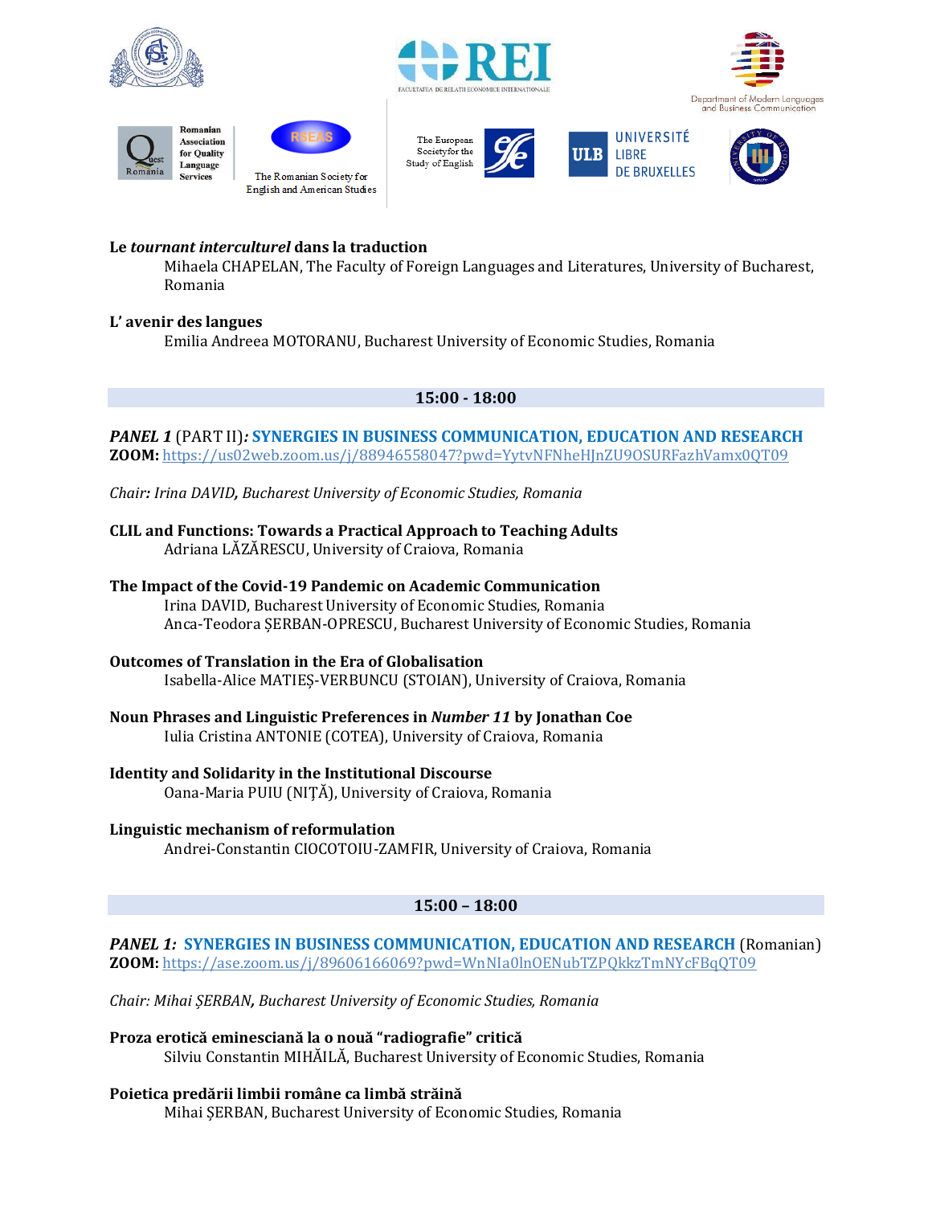**Le *tournant interculturel* dans la traduction**
Mihaela CHAPELAN, The Faculty of Foreign Languages and Literatures, University of Bucharest, Romania

**L' avenir des langues**
Emilia Andreea MOTORANU, Bucharest University of Economic Studies, Romania

**15:00 - 18:00**

***PANEL 1*** **(PART II)*:* SYNERGIES IN BUSINESS COMMUNICATION, EDUCATION AND RESEARCH**
**ZOOM:** https://us02web.zoom.us/j/88946558047?pwd=YytvNFNheHJnZU9OSURFazhVamx0QT09

*Chair: Irina DAVID, Bucharest University of Economic Studies, Romania*

**CLIL and Functions: Towards a Practical Approach to Teaching Adults**
Adriana LĂZĂRESCU, University of Craiova, Romania

**The Impact of the Covid-19 Pandemic on Academic Communication**
Irina DAVID, Bucharest University of Economic Studies, Romania
Anca-Teodora ȘERBAN-OPRESCU, Bucharest University of Economic Studies, Romania

**Outcomes of Translation in the Era of Globalisation**
Isabella-Alice MATIEȘ-VERBUNCU (STOIAN), University of Craiova, Romania

**Noun Phrases and Linguistic Preferences in *Number 11* by Jonathan Coe**
Iulia Cristina ANTONIE (COTEA), University of Craiova, Romania

**Identity and Solidarity in the Institutional Discourse**
Oana-Maria PUIU (NIȚĂ), University of Craiova, Romania

**Linguistic mechanism of reformulation**
Andrei-Constantin CIOCOTOIU-ZAMFIR, University of Craiova, Romania

**15:00 – 18:00**

***PANEL 1:*** **SYNERGIES IN BUSINESS COMMUNICATION, EDUCATION AND RESEARCH** (Romanian)
**ZOOM:** https://ase.zoom.us/j/89606166069?pwd=WnNIa0lnOENubTZPQkkzTmNYcFBqQT09

*Chair: Mihai ȘERBAN, Bucharest University of Economic Studies, Romania*

**Proza erotică eminesciană la o nouă "radiografie" critică**
Silviu Constantin MIHĂILĂ, Bucharest University of Economic Studies, Romania

**Poietica predării limbii române ca limbă străină**
Mihai ȘERBAN, Bucharest University of Economic Studies, Romania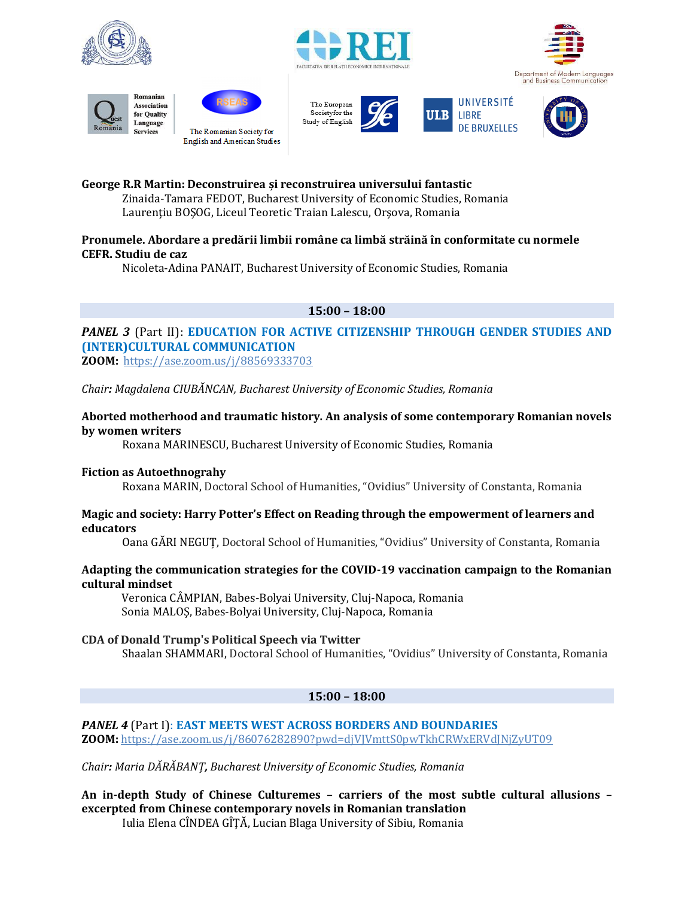**George R.R Martin: Deconstruirea și reconstruirea universului fantastic**

Zinaida-Tamara FEDOT, Bucharest University of Economic Studies, Romania
Laurenţiu BOŞOG, Liceul Teoretic Traian Lalescu, Orşova, Romania

**Pronumele. Abordare a predării limbii române ca limbă străină în conformitate cu normele CEFR. Studiu de caz**

Nicoleta-Adina PANAIT, Bucharest University of Economic Studies, Romania

**15:00 – 18:00**

***PANEL 3*** (Part II): **EDUCATION FOR ACTIVE CITIZENSHIP THROUGH GENDER STUDIES AND (INTER)CULTURAL COMMUNICATION**
**ZOOM:** https://ase.zoom.us/j/88569333703

*Chair: Magdalena CIUBĂNCAN, Bucharest University of Economic Studies, Romania*

**Aborted motherhood and traumatic history. An analysis of some contemporary Romanian novels by women writers**

Roxana MARINESCU, Bucharest University of Economic Studies, Romania

**Fiction as Autoethnograhy**

Roxana MARIN, Doctoral School of Humanities, "Ovidius" University of Constanta, Romania

**Magic and society: Harry Potter's Effect on Reading through the empowerment of learners and educators**

Oana GĂRI NEGUȚ, Doctoral School of Humanities, "Ovidius" University of Constanta, Romania

**Adapting the communication strategies for the COVID-19 vaccination campaign to the Romanian cultural mindset**

Veronica CÂMPIAN, Babes-Bolyai University, Cluj-Napoca, Romania
Sonia MALOȘ, Babes-Bolyai University, Cluj-Napoca, Romania

**CDA of Donald Trump's Political Speech via Twitter**

Shaalan SHAMMARI, Doctoral School of Humanities, "Ovidius" University of Constanta, Romania

**15:00 – 18:00**

***PANEL 4*** (Part I): **EAST MEETS WEST ACROSS BORDERS AND BOUNDARIES**
**ZOOM:** https://ase.zoom.us/j/86076282890?pwd=djVJVmttS0pwTkhCRWxERVdJNjZyUT09

*Chair: Maria DĂRĂBANȚ, Bucharest University of Economic Studies, Romania*

**An in-depth Study of Chinese Culturemes – carriers of the most subtle cultural allusions – excerpted from Chinese contemporary novels in Romanian translation**

Iulia Elena CÎNDEA GÎȚĂ, Lucian Blaga University of Sibiu, Romania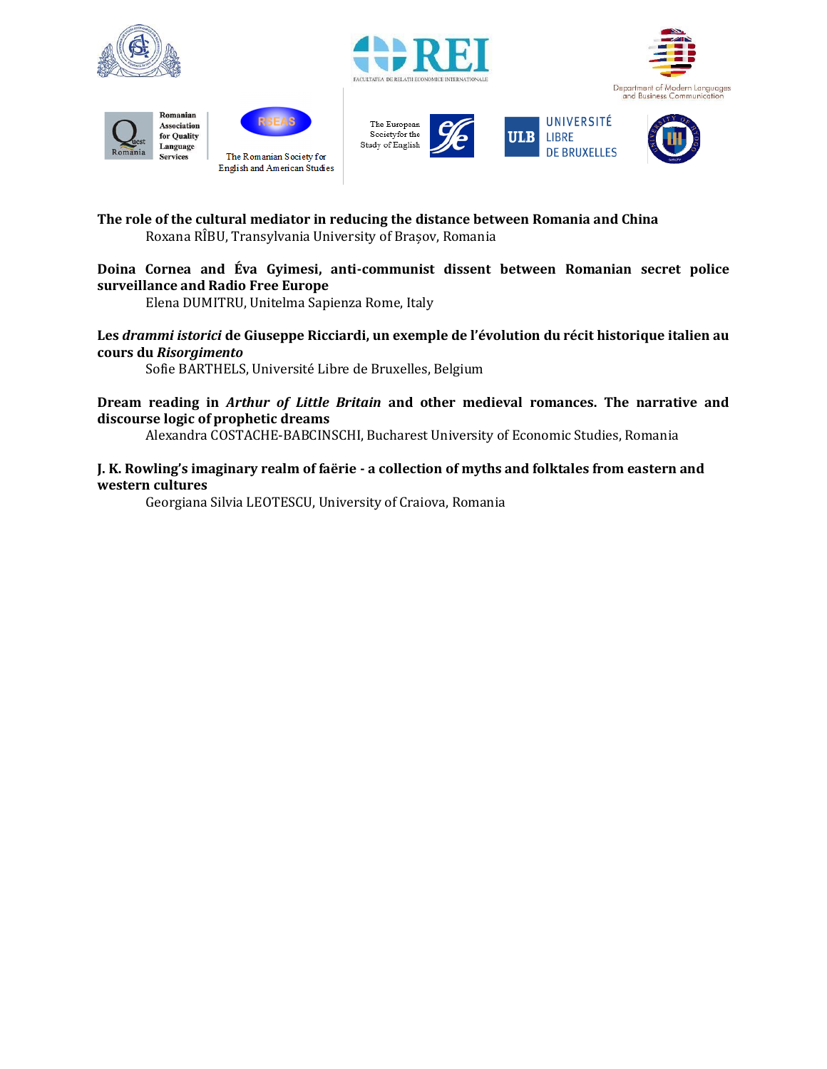**The role of the cultural mediator in reducing the distance between Romania and China**
Roxana RÎBU, Transylvania University of Brașov, Romania

**Doina Cornea and Éva Gyimesi, anti-communist dissent between Romanian secret police surveillance and Radio Free Europe**
Elena DUMITRU, Unitelma Sapienza Rome, Italy

**Les *drammi istorici* de Giuseppe Ricciardi, un exemple de l'évolution du récit historique italien au cours du *Risorgimento***
Sofie BARTHELS, Université Libre de Bruxelles, Belgium

**Dream reading in *Arthur of Little Britain* and other medieval romances. The narrative and discourse logic of prophetic dreams**
Alexandra COSTACHE-BABCINSCHI, Bucharest University of Economic Studies, Romania

**J. K. Rowling's imaginary realm of faërie - a collection of myths and folktales from eastern and western cultures**
Georgiana Silvia LEOTESCU, University of Craiova, Romania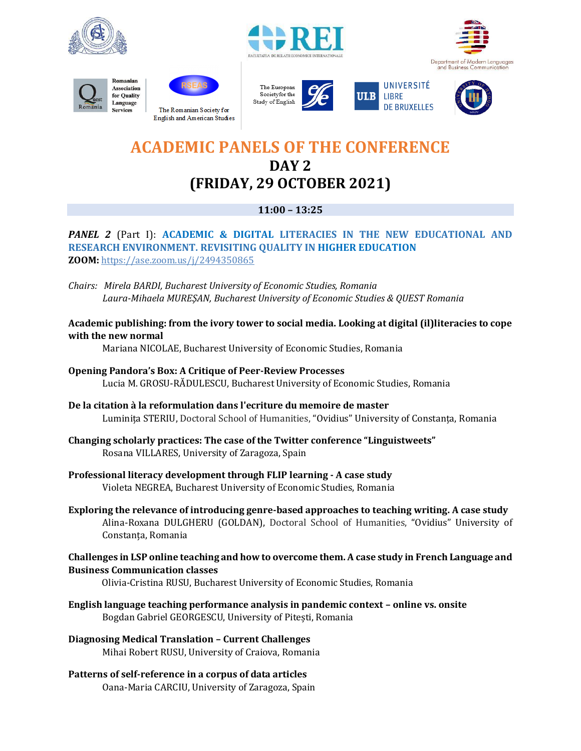Romanian Association for Quality Language Services

The Romanian Society for English and American Studies

The European Society for the Study of English

Department of Modern Languages and Business Communication

# ACADEMIC PANELS OF THE CONFERENCE

## DAY 2

## (FRIDAY, 29 OCTOBER 2021)

**11:00 – 13:25**

***PANEL 2*** (Part I): **ACADEMIC & DIGITAL LITERACIES IN THE NEW EDUCATIONAL AND RESEARCH ENVIRONMENT. REVISITING QUALITY IN HIGHER EDUCATION**

**ZOOM:** https://ase.zoom.us/j/2494350865

*Chairs: Mirela BARDI, Bucharest University of Economic Studies, Romania*
*Laura-Mihaela MUREŞAN, Bucharest University of Economic Studies & QUEST Romania*

**Academic publishing: from the ivory tower to social media. Looking at digital (il)literacies to cope with the new normal**
Mariana NICOLAE, Bucharest University of Economic Studies, Romania

**Opening Pandora's Box: A Critique of Peer-Review Processes**
Lucia M. GROSU-RĂDULESCU, Bucharest University of Economic Studies, Romania

**De la citation à la reformulation dans l'ecriture du memoire de master**
Luminița STERIU, Doctoral School of Humanities, "Ovidius" University of Constanța, Romania

**Changing scholarly practices: The case of the Twitter conference "Linguistweets"**
Rosana VILLARES, University of Zaragoza, Spain

**Professional literacy development through FLIP learning - A case study**
Violeta NEGREA, Bucharest University of Economic Studies, Romania

**Exploring the relevance of introducing genre-based approaches to teaching writing. A case study**
Alina-Roxana DULGHERU (GOLDAN), Doctoral School of Humanities, "Ovidius" University of Constanța, Romania

**Challenges in LSP online teaching and how to overcome them. A case study in French Language and Business Communication classes**
Olivia-Cristina RUSU, Bucharest University of Economic Studies, Romania

**English language teaching performance analysis in pandemic context – online vs. onsite**
Bogdan Gabriel GEORGESCU, University of Pitești, Romania

**Diagnosing Medical Translation – Current Challenges**
Mihai Robert RUSU, University of Craiova, Romania

**Patterns of self-reference in a corpus of data articles**
Oana-Maria CARCIU, University of Zaragoza, Spain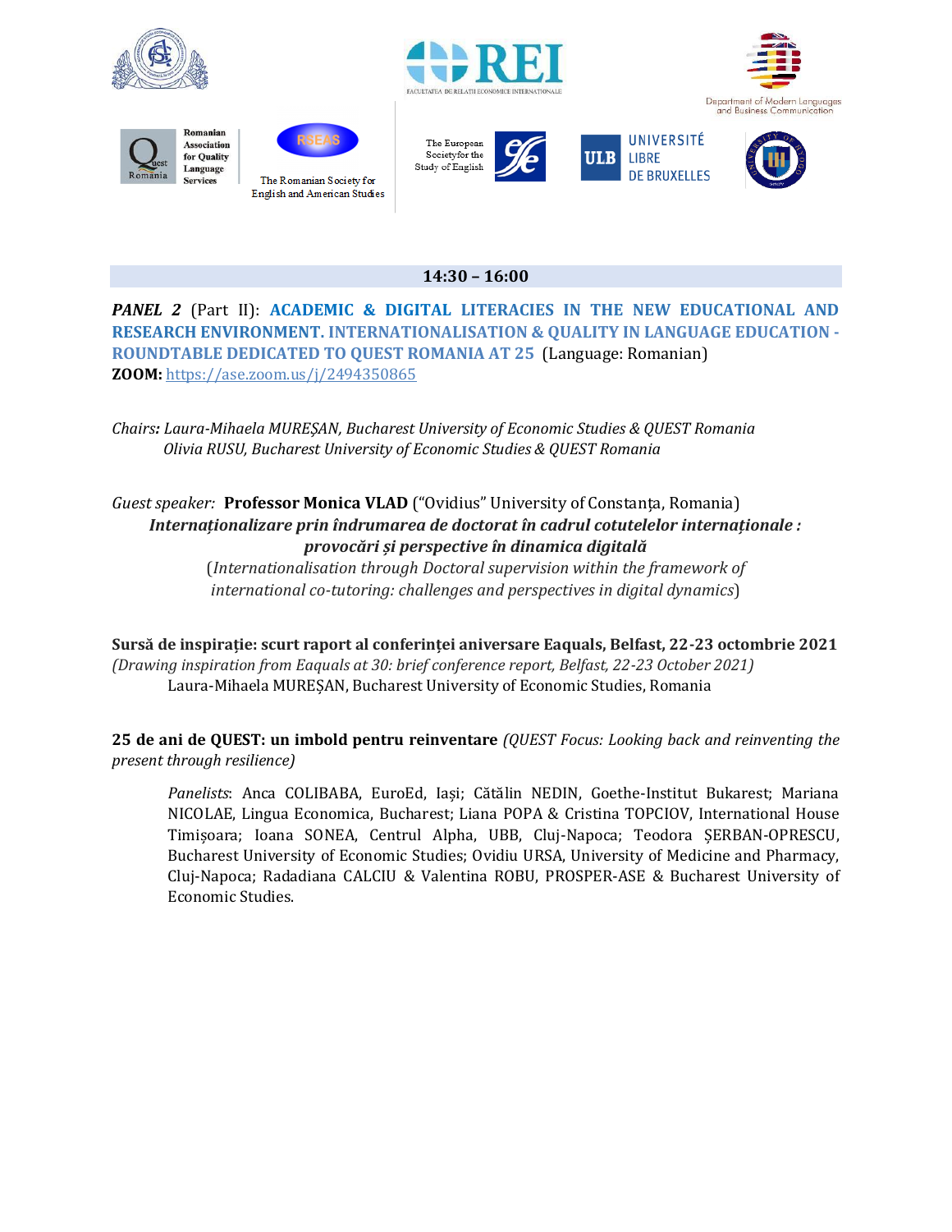Romanian Association for Quality Language Services

The Romanian Society for English and American Studies

The European Society for the Study of English

Department of Modern Languages and Business Communication

**14:30 – 16:00**

***PANEL 2*** (Part II): **ACADEMIC & DIGITAL LITERACIES IN THE NEW EDUCATIONAL AND RESEARCH ENVIRONMENT. INTERNATIONALISATION & QUALITY IN LANGUAGE EDUCATION - ROUNDTABLE DEDICATED TO QUEST ROMANIA AT 25** (Language: Romanian)

**ZOOM:** https://ase.zoom.us/j/2494350865

*Chairs: Laura-Mihaela MUREȘAN, Bucharest University of Economic Studies & QUEST Romania*
*Olivia RUSU, Bucharest University of Economic Studies & QUEST Romania*

*Guest speaker:* **Professor Monica VLAD** ("Ovidius" University of Constanța, Romania)

***Internaționalizare prin îndrumarea de doctorat în cadrul cotutelelor internaționale : provocări și perspective în dinamica digitală***

(*Internationalisation through Doctoral supervision within the framework of international co-tutoring: challenges and perspectives in digital dynamics*)

**Sursă de inspirație: scurt raport al conferinței aniversare Eaquals, Belfast, 22-23 octombrie 2021**
*(Drawing inspiration from Eaquals at 30: brief conference report, Belfast, 22-23 October 2021)*
Laura-Mihaela MUREȘAN, Bucharest University of Economic Studies, Romania

**25 de ani de QUEST: un imbold pentru reinventare** *(QUEST Focus: Looking back and reinventing the present through resilience)*

*Panelists*: Anca COLIBABA, EuroEd, Iași; Cătălin NEDIN, Goethe-Institut Bukarest; Mariana NICOLAE, Lingua Economica, Bucharest; Liana POPA & Cristina TOPCIOV, International House Timișoara; Ioana SONEA, Centrul Alpha, UBB, Cluj-Napoca; Teodora ȘERBAN-OPRESCU, Bucharest University of Economic Studies; Ovidiu URSA, University of Medicine and Pharmacy, Cluj-Napoca; Radadiana CALCIU & Valentina ROBU, PROSPER-ASE & Bucharest University of Economic Studies.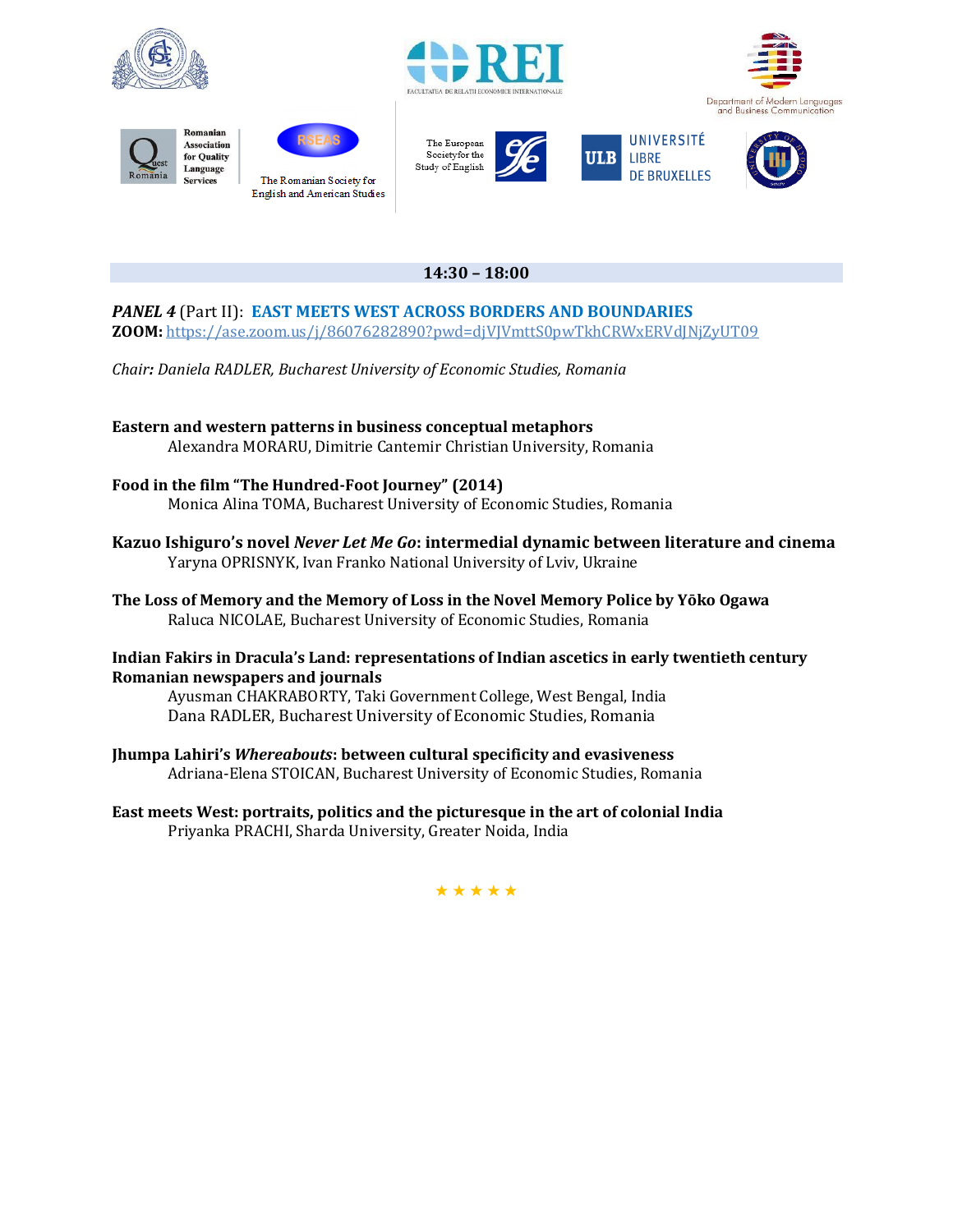Romanian Association for Quality Language Services

The Romanian Society for English and American Studies

The European Society for the Study of English

Department of Modern Languages and Business Communication

**14:30 – 18:00**

***PANEL 4*** (Part II): **EAST MEETS WEST ACROSS BORDERS AND BOUNDARIES**
**ZOOM:** https://ase.zoom.us/j/86076282890?pwd=djVJVmttS0pwTkhCRWxERVdJNjZyUT09

*Chair: Daniela RADLER, Bucharest University of Economic Studies, Romania*

**Eastern and western patterns in business conceptual metaphors**
Alexandra MORARU, Dimitrie Cantemir Christian University, Romania

**Food in the film "The Hundred-Foot Journey" (2014)**
Monica Alina TOMA, Bucharest University of Economic Studies, Romania

**Kazuo Ishiguro's novel *Never Let Me Go*: intermedial dynamic between literature and cinema**
Yaryna OPRISNYK, Ivan Franko National University of Lviv, Ukraine

**The Loss of Memory and the Memory of Loss in the Novel Memory Police by Yōko Ogawa**
Raluca NICOLAE, Bucharest University of Economic Studies, Romania

**Indian Fakirs in Dracula's Land: representations of Indian ascetics in early twentieth century Romanian newspapers and journals**
Ayusman CHAKRABORTY, Taki Government College, West Bengal, India
Dana RADLER, Bucharest University of Economic Studies, Romania

**Jhumpa Lahiri's *Whereabouts*: between cultural specificity and evasiveness**
Adriana-Elena STOICAN, Bucharest University of Economic Studies, Romania

**East meets West: portraits, politics and the picturesque in the art of colonial India**
Priyanka PRACHI, Sharda University, Greater Noida, India

★ ★ ★ ★ ★